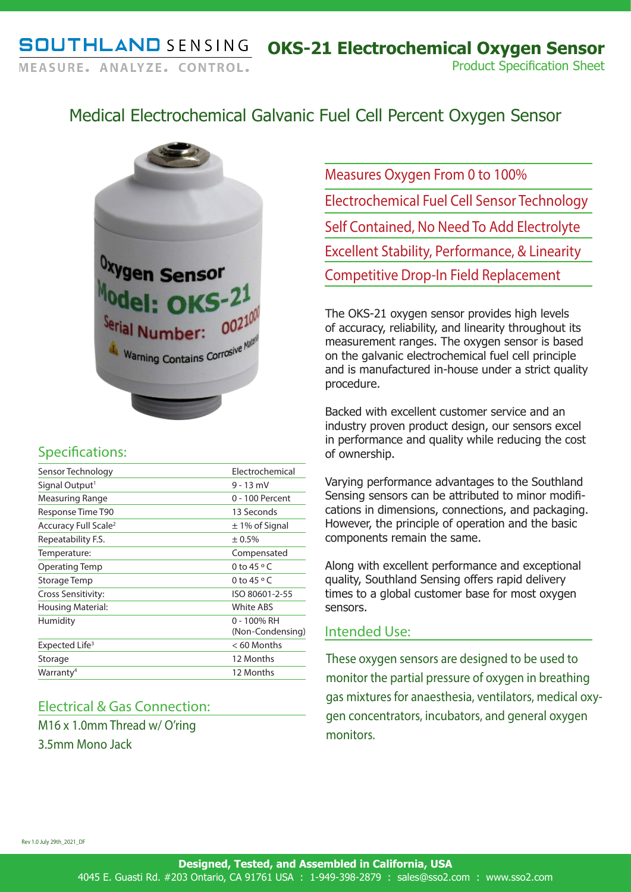SOUTHLAND SENSING
MEASURE. ANALYZE. CONTROL.

# OKS-21 Electrochemical Oxygen Sensor

Product Specification Sheet

## Medical Electrochemical Galvanic Fuel Cell Percent Oxygen Sensor

- Measures Oxygen From 0 to 100%
- Electrochemical Fuel Cell Sensor Technology
- Self Contained, No Need To Add Electrolyte
- Excellent Stability, Performance, & Linearity
- Competitive Drop-In Field Replacement

The OKS-21 oxygen sensor provides high levels of accuracy, reliability, and linearity throughout its measurement ranges. The oxygen sensor is based on the galvanic electrochemical fuel cell principle and is manufactured in-house under a strict quality procedure.

Backed with excellent customer service and an industry proven product design, our sensors excel in performance and quality while reducing the cost of ownership.

Varying performance advantages to the Southland Sensing sensors can be attributed to minor modifications in dimensions, connections, and packaging. However, the principle of operation and the basic components remain the same.

Along with excellent performance and exceptional quality, Southland Sensing offers rapid delivery times to a global customer base for most oxygen sensors.

## Specifications:

| | |
|---|---|
| Sensor Technology | Electrochemical |
| Signal Output[1] | 9 - 13 mV |
| Measuring Range | 0 - 100 Percent |
| Response Time T90 | 13 Seconds |
| Accuracy Full Scale[2] | ± 1% of Signal |
| Repeatability F.S. | ± 0.5% |
| Temperature: | Compensated |
| Operating Temp | 0 to 45 ° C |
| Storage Temp | 0 to 45 ° C |
| Cross Sensitivity: | ISO 80601-2-55 |
| Housing Material: | White ABS |
| Humidity | 0 - 100% RH (Non-Condensing) |
| Expected Life[3] | < 60 Months |
| Storage | 12 Months |
| Warranty[4] | 12 Months |

## Electrical & Gas Connection:

M16 x 1.0mm Thread w/ O'ring

3.5mm Mono Jack

## Intended Use:

These oxygen sensors are designed to be used to monitor the partial pressure of oxygen in breathing gas mixtures for anaesthesia, ventilators, medical oxygen concentrators, incubators, and general oxygen monitors.

Rev 1.0 July 29th_2021_DF

**Designed, Tested, and Assembled in California, USA**

4045 E. Guasti Rd. #203 Ontario, CA 91761 USA : 1-949-398-2879 : sales@sso2.com : www.sso2.com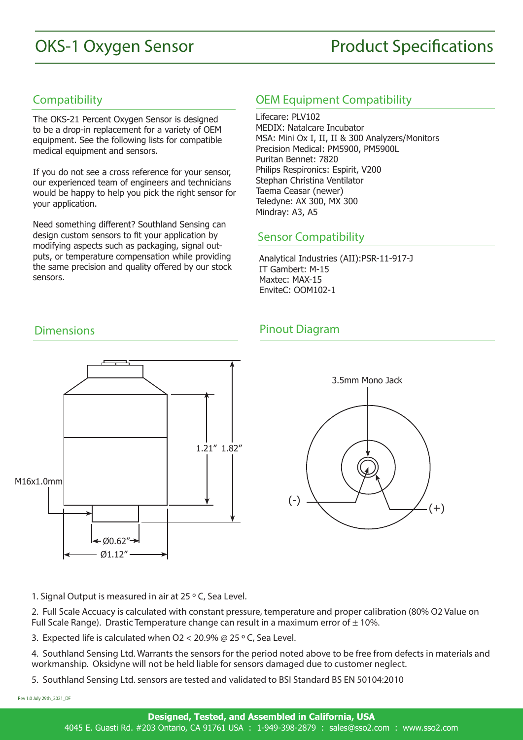# OKS-1 Oxygen Sensor — Product Specifications

## Compatibility

The OKS-21 Percent Oxygen Sensor is designed to be a drop-in replacement for a variety of OEM equipment. See the following lists for compatible medical equipment and sensors.

If you do not see a cross reference for your sensor, our experienced team of engineers and technicians would be happy to help you pick the right sensor for your application.

Need something different? Southland Sensing can design custom sensors to fit your application by modifying aspects such as packaging, signal outputs, or temperature compensation while providing the same precision and quality offered by our stock sensors.

## OEM Equipment Compatibility

Lifecare: PLV102
MEDIX: Natalcare Incubator
MSA: Mini Ox I, II, II & 300 Analyzers/Monitors
Precision Medical: PM5900, PM5900L
Puritan Bennet: 7820
Philips Respironics: Espirit, V200
Stephan Christina Ventilator
Taema Ceasar (newer)
Teledyne: AX 300, MX 300
Mindray: A3, A5

## Sensor Compatibility

Analytical Industries (AII):PSR-11-917-J
IT Gambert: M-15
Maxtec: MAX-15
EnviteC: OOM102-1

## Dimensions

M16x1.0mm
1.21″
1.82″
Ø0.62″
Ø1.12″

## Pinout Diagram

3.5mm Mono Jack
(-)
(+)

1. Signal Output is measured in air at 25 º C, Sea Level.

2. Full Scale Accuacy is calculated with constant pressure, temperature and proper calibration (80% O2 Value on Full Scale Range). Drastic Temperature change can result in a maximum error of ± 10%.

3. Expected life is calculated when O2 < 20.9% @ 25 º C, Sea Level.

4. Southland Sensing Ltd. Warrants the sensors for the period noted above to be free from defects in materials and workmanship. Oksidyne will not be held liable for sensors damaged due to customer neglect.

5. Southland Sensing Ltd. sensors are tested and validated to BSI Standard BS EN 50104:2010

Rev 1.0 July 29th_2021_DF

**Designed, Tested, and Assembled in California, USA**
4045 E. Guasti Rd. #203 Ontario, CA 91761 USA : 1-949-398-2879 : sales@sso2.com : www.sso2.com